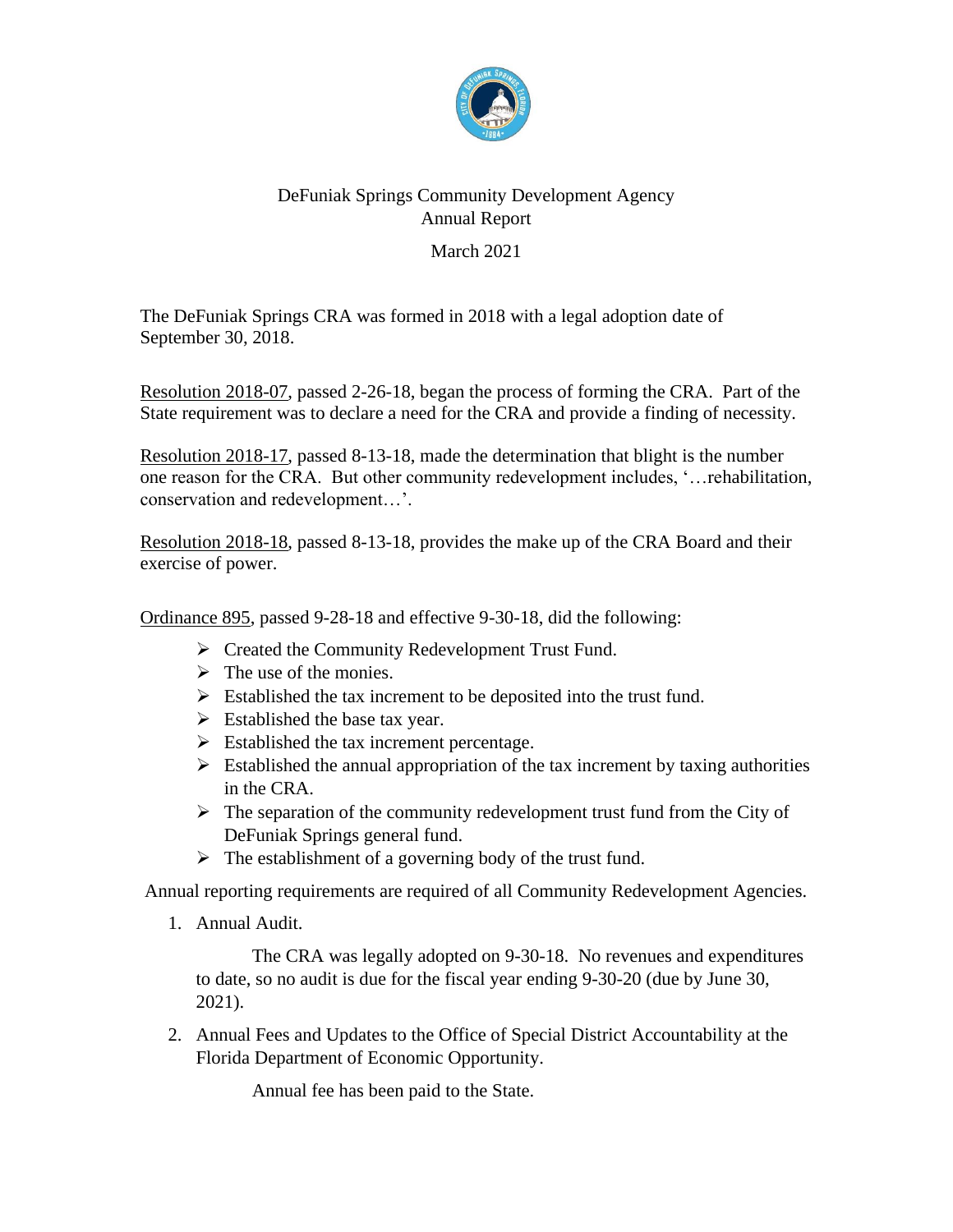# DeFuniak Springs Community Development Agency
## Annual Report
### March 2021

The DeFuniak Springs CRA was formed in 2018 with a legal adoption date of September 30, 2018.

Resolution 2018-07, passed 2-26-18, began the process of forming the CRA. Part of the State requirement was to declare a need for the CRA and provide a finding of necessity.

Resolution 2018-17, passed 8-13-18, made the determination that blight is the number one reason for the CRA. But other community redevelopment includes, '…rehabilitation, conservation and redevelopment…'.

Resolution 2018-18, passed 8-13-18, provides the make up of the CRA Board and their exercise of power.

Ordinance 895, passed 9-28-18 and effective 9-30-18, did the following:

- Created the Community Redevelopment Trust Fund.
- The use of the monies.
- Established the tax increment to be deposited into the trust fund.
- Established the base tax year.
- Established the tax increment percentage.
- Established the annual appropriation of the tax increment by taxing authorities in the CRA.
- The separation of the community redevelopment trust fund from the City of DeFuniak Springs general fund.
- The establishment of a governing body of the trust fund.

Annual reporting requirements are required of all Community Redevelopment Agencies.

1. Annual Audit.

   The CRA was legally adopted on 9-30-18. No revenues and expenditures to date, so no audit is due for the fiscal year ending 9-30-20 (due by June 30, 2021).

2. Annual Fees and Updates to the Office of Special District Accountability at the Florida Department of Economic Opportunity.

   Annual fee has been paid to the State.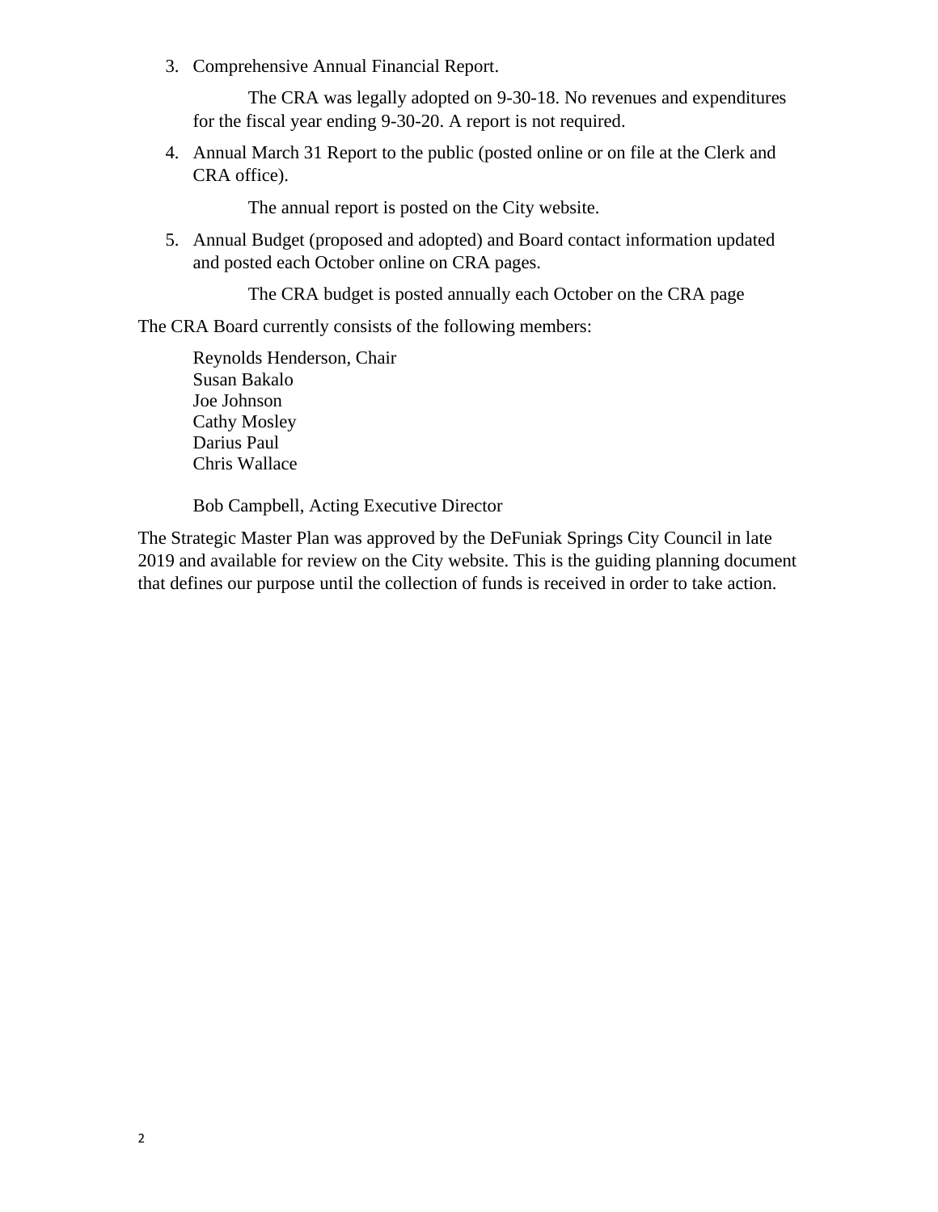3. Comprehensive Annual Financial Report.

    The CRA was legally adopted on 9-30-18. No revenues and expenditures for the fiscal year ending 9-30-20. A report is not required.

4. Annual March 31 Report to the public (posted online or on file at the Clerk and CRA office).

    The annual report is posted on the City website.

5. Annual Budget (proposed and adopted) and Board contact information updated and posted each October online on CRA pages.

    The CRA budget is posted annually each October on the CRA page

The CRA Board currently consists of the following members:

Reynolds Henderson, Chair
Susan Bakalo
Joe Johnson
Cathy Mosley
Darius Paul
Chris Wallace

Bob Campbell, Acting Executive Director

The Strategic Master Plan was approved by the DeFuniak Springs City Council in late 2019 and available for review on the City website. This is the guiding planning document that defines our purpose until the collection of funds is received in order to take action.